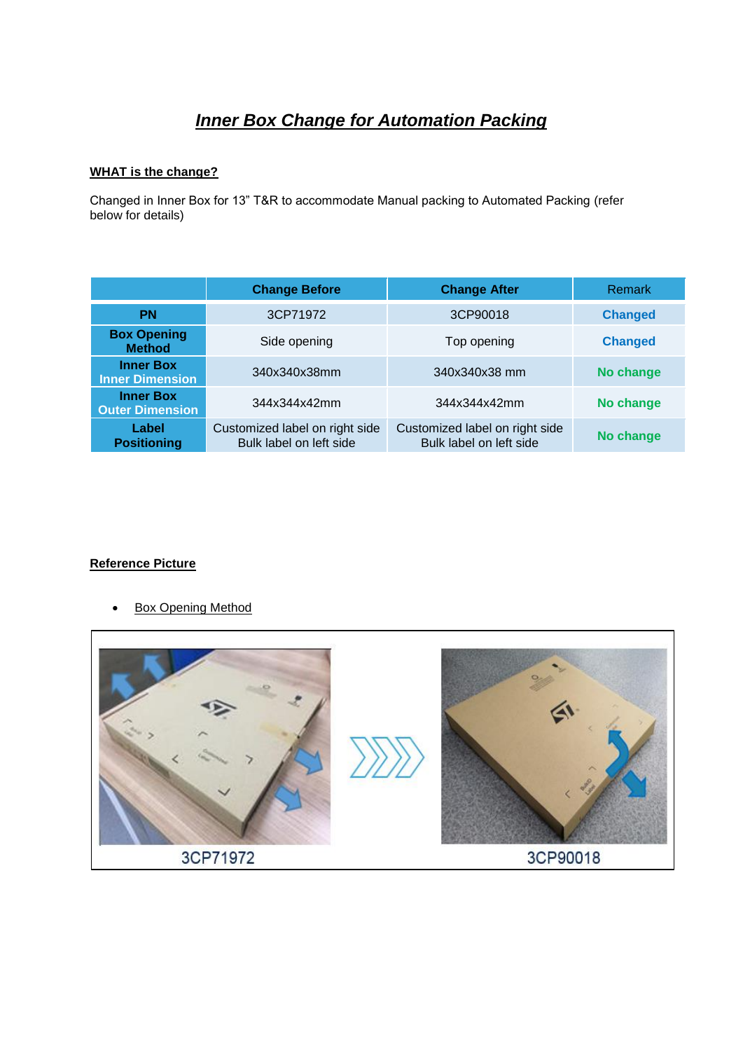# *Inner Box Change for Automation Packing*

**WHAT is the change?**

Changed in Inner Box for 13” T&R to accommodate Manual packing to Automated Packing (refer below for details)

| | Change Before | Change After | Remark |
|---|---|---|---|
| **PN** | 3CP71972 | 3CP90018 | **Changed** |
| **Box Opening Method** | Side opening | Top opening | **Changed** |
| **Inner Box Inner Dimension** | 340x340x38mm | 340x340x38 mm | **No change** |
| **Inner Box Outer Dimension** | 344x344x42mm | 344x344x42mm | **No change** |
| **Label Positioning** | Customized label on right side<br>Bulk label on left side | Customized label on right side<br>Bulk label on left side | **No change** |

**Reference Picture**

- Box Opening Method

3CP71972

3CP90018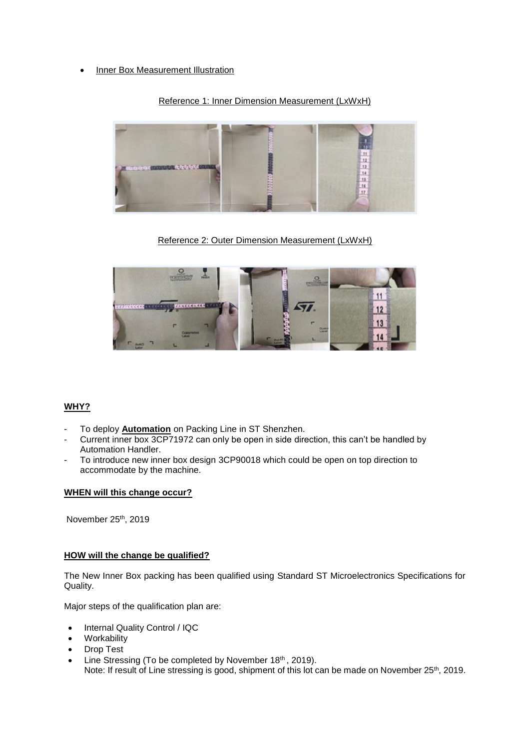- Inner Box Measurement Illustration

Reference 1: Inner Dimension Measurement (LxWxH)

Reference 2: Outer Dimension Measurement (LxWxH)

**WHY?**

- To deploy **Automation** on Packing Line in ST Shenzhen.
- Current inner box 3CP71972 can only be open in side direction, this can't be handled by Automation Handler.
- To introduce new inner box design 3CP90018 which could be open on top direction to accommodate by the machine.

**WHEN will this change occur?**

November 25th, 2019

**HOW will the change be qualified?**

The New Inner Box packing has been qualified using Standard ST Microelectronics Specifications for Quality.

Major steps of the qualification plan are:

- Internal Quality Control / IQC
- Workability
- Drop Test
- Line Stressing (To be completed by November 18th , 2019).
  Note: If result of Line stressing is good, shipment of this lot can be made on November 25th, 2019.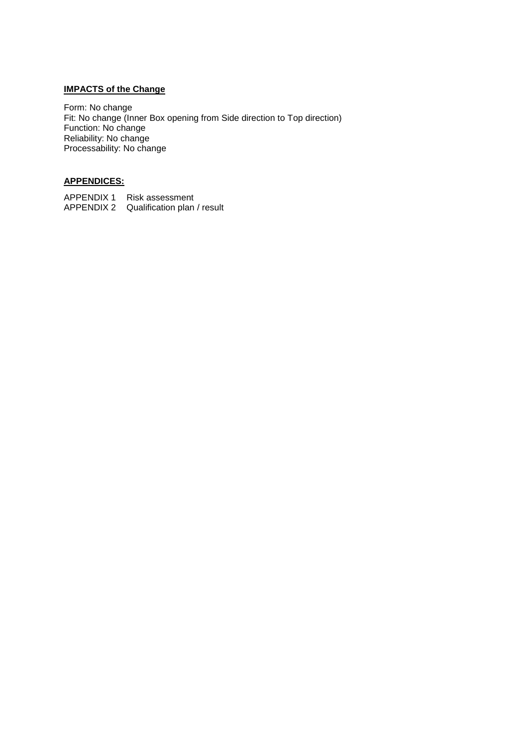**IMPACTS of the Change**

Form: No change
Fit: No change (Inner Box opening from Side direction to Top direction)
Function: No change
Reliability: No change
Processability: No change

**APPENDICES:**

APPENDIX 1 Risk assessment
APPENDIX 2 Qualification plan / result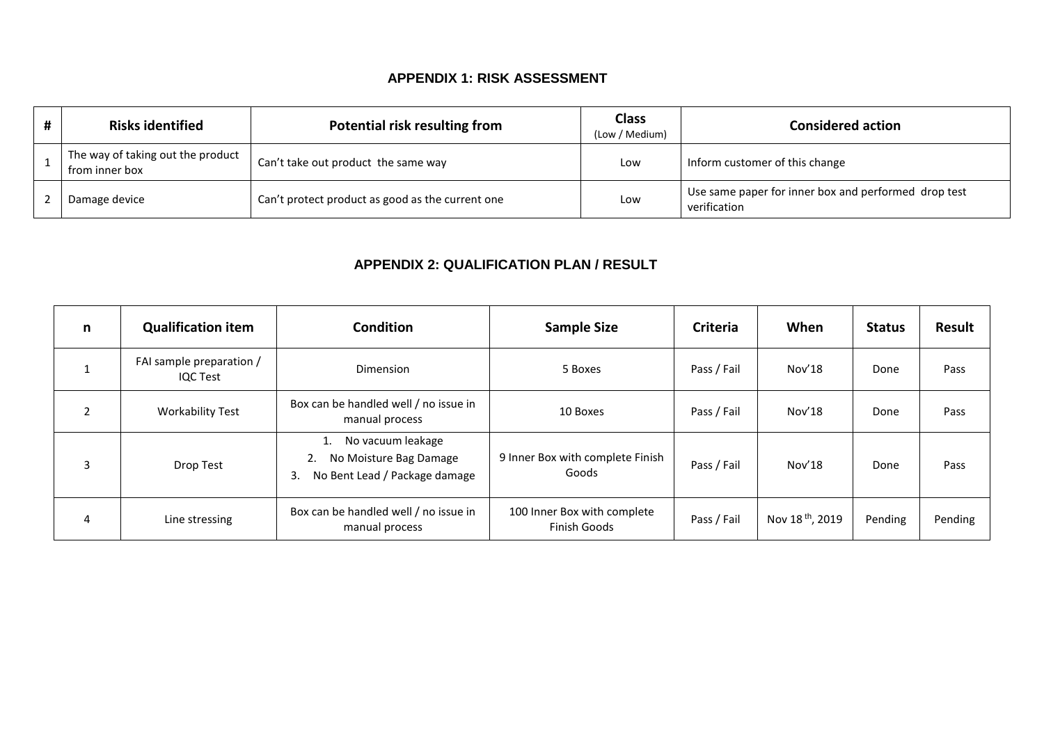## APPENDIX 1: RISK ASSESSMENT

| # | Risks identified | Potential risk resulting from | Class (Low / Medium) | Considered action |
|---|---|---|---|---|
| 1 | The way of taking out the product from inner box | Can't take out product the same way | Low | Inform customer of this change |
| 2 | Damage device | Can't protect product as good as the current one | Low | Use same paper for inner box and performed drop test verification |

## APPENDIX 2: QUALIFICATION PLAN / RESULT

| n | Qualification item | Condition | Sample Size | Criteria | When | Status | Result |
|---|---|---|---|---|---|---|---|
| 1 | FAI sample preparation / IQC Test | Dimension | 5 Boxes | Pass / Fail | Nov'18 | Done | Pass |
| 2 | Workability Test | Box can be handled well / no issue in manual process | 10 Boxes | Pass / Fail | Nov'18 | Done | Pass |
| 3 | Drop Test | 1. No vacuum leakage<br>2. No Moisture Bag Damage<br>3. No Bent Lead / Package damage | 9 Inner Box with complete Finish Goods | Pass / Fail | Nov'18 | Done | Pass |
| 4 | Line stressing | Box can be handled well / no issue in manual process | 100 Inner Box with complete Finish Goods | Pass / Fail | Nov 18[th], 2019 | Pending | Pending |